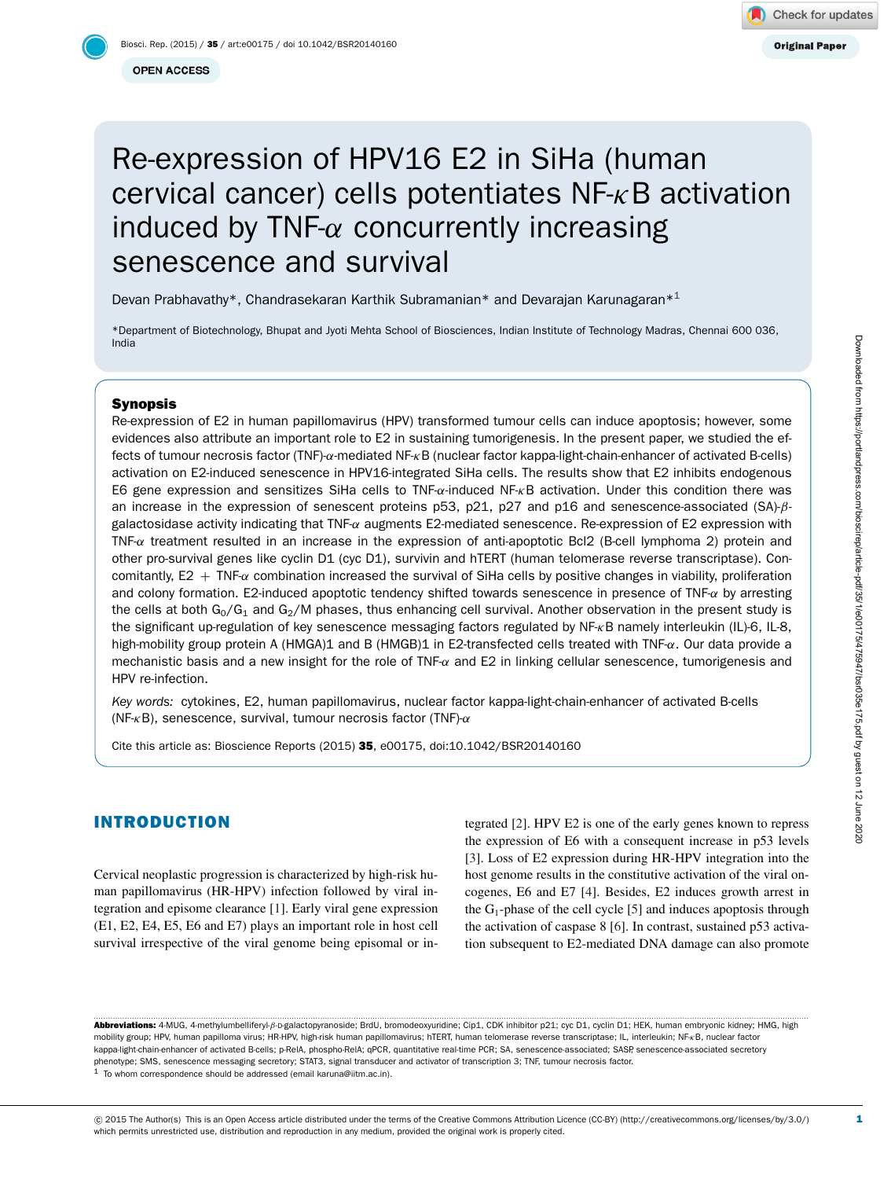# Re-expression of HPV16 E2 in SiHa (human cervical cancer) cells potentiates NF-κB activation induced by TNF-α concurrently increasing senescence and survival

Devan Prabhavathy*, Chandrasekaran Karthik Subramanian* and Devarajan Karunagaran*[1]

*Department of Biotechnology, Bhupat and Jyoti Mehta School of Biosciences, Indian Institute of Technology Madras, Chennai 600 036, India

## Synopsis

Re-expression of E2 in human papillomavirus (HPV) transformed tumour cells can induce apoptosis; however, some evidences also attribute an important role to E2 in sustaining tumorigenesis. In the present paper, we studied the effects of tumour necrosis factor (TNF)-α-mediated NF-κB (nuclear factor kappa-light-chain-enhancer of activated B-cells) activation on E2-induced senescence in HPV16-integrated SiHa cells. The results show that E2 inhibits endogenous E6 gene expression and sensitizes SiHa cells to TNF-α-induced NF-κB activation. Under this condition there was an increase in the expression of senescent proteins p53, p21, p27 and p16 and senescence-associated (SA)-β-galactosidase activity indicating that TNF-α augments E2-mediated senescence. Re-expression of E2 expression with TNF-α treatment resulted in an increase in the expression of anti-apoptotic Bcl2 (B-cell lymphoma 2) protein and other pro-survival genes like cyclin D1 (cyc D1), survivin and hTERT (human telomerase reverse transcriptase). Concomitantly, E2 + TNF-α combination increased the survival of SiHa cells by positive changes in viability, proliferation and colony formation. E2-induced apoptotic tendency shifted towards senescence in presence of TNF-α by arresting the cells at both $G_0/G_1$ and $G_2$/M phases, thus enhancing cell survival. Another observation in the present study is the significant up-regulation of key senescence messaging factors regulated by NF-κB namely interleukin (IL)-6, IL-8, high-mobility group protein A (HMGA)1 and B (HMGB)1 in E2-transfected cells treated with TNF-α. Our data provide a mechanistic basis and a new insight for the role of TNF-α and E2 in linking cellular senescence, tumorigenesis and HPV re-infection.

*Key words:* cytokines, E2, human papillomavirus, nuclear factor kappa-light-chain-enhancer of activated B-cells (NF-κB), senescence, survival, tumour necrosis factor (TNF)-α

Cite this article as: Bioscience Reports (2015) **35**, e00175, doi:10.1042/BSR20140160

## INTRODUCTION

Cervical neoplastic progression is characterized by high-risk human papillomavirus (HR-HPV) infection followed by viral integration and episome clearance [1]. Early viral gene expression (E1, E2, E4, E5, E6 and E7) plays an important role in host cell survival irrespective of the viral genome being episomal or integrated [2]. HPV E2 is one of the early genes known to repress the expression of E6 with a consequent increase in p53 levels [3]. Loss of E2 expression during HR-HPV integration into the host genome results in the constitutive activation of the viral oncogenes, E6 and E7 [4]. Besides, E2 induces growth arrest in the $G_1$-phase of the cell cycle [5] and induces apoptosis through the activation of caspase 8 [6]. In contrast, sustained p53 activation subsequent to E2-mediated DNA damage can also promote

---

**Abbreviations:** 4-MUG, 4-methylumbelliferyl-β-D-galactopyranoside; BrdU, bromodeoxyuridine; Cip1, CDK inhibitor p21; cyc D1, cyclin D1; HEK, human embryonic kidney; HMG, high mobility group; HPV, human papilloma virus; HR-HPV, high-risk human papillomavirus; hTERT, human telomerase reverse transcriptase; IL, interleukin; NF-κB, nuclear factor kappa-light-chain-enhancer of activated B-cells; p-RelA, phospho-RelA; qPCR, quantitative real-time PCR; SA, senescence-associated; SASP, senescence-associated secretory phenotype; SMS, senescence messaging secretory; STAT3, signal transducer and activator of transcription 3; TNF, tumour necrosis factor.

[1] To whom correspondence should be addressed (email karuna@iitm.ac.in).

© 2015 The Author(s) This is an Open Access article distributed under the terms of the Creative Commons Attribution Licence (CC-BY) (http://creativecommons.org/licenses/by/3.0/) which permits unrestricted use, distribution and reproduction in any medium, provided the original work is properly cited.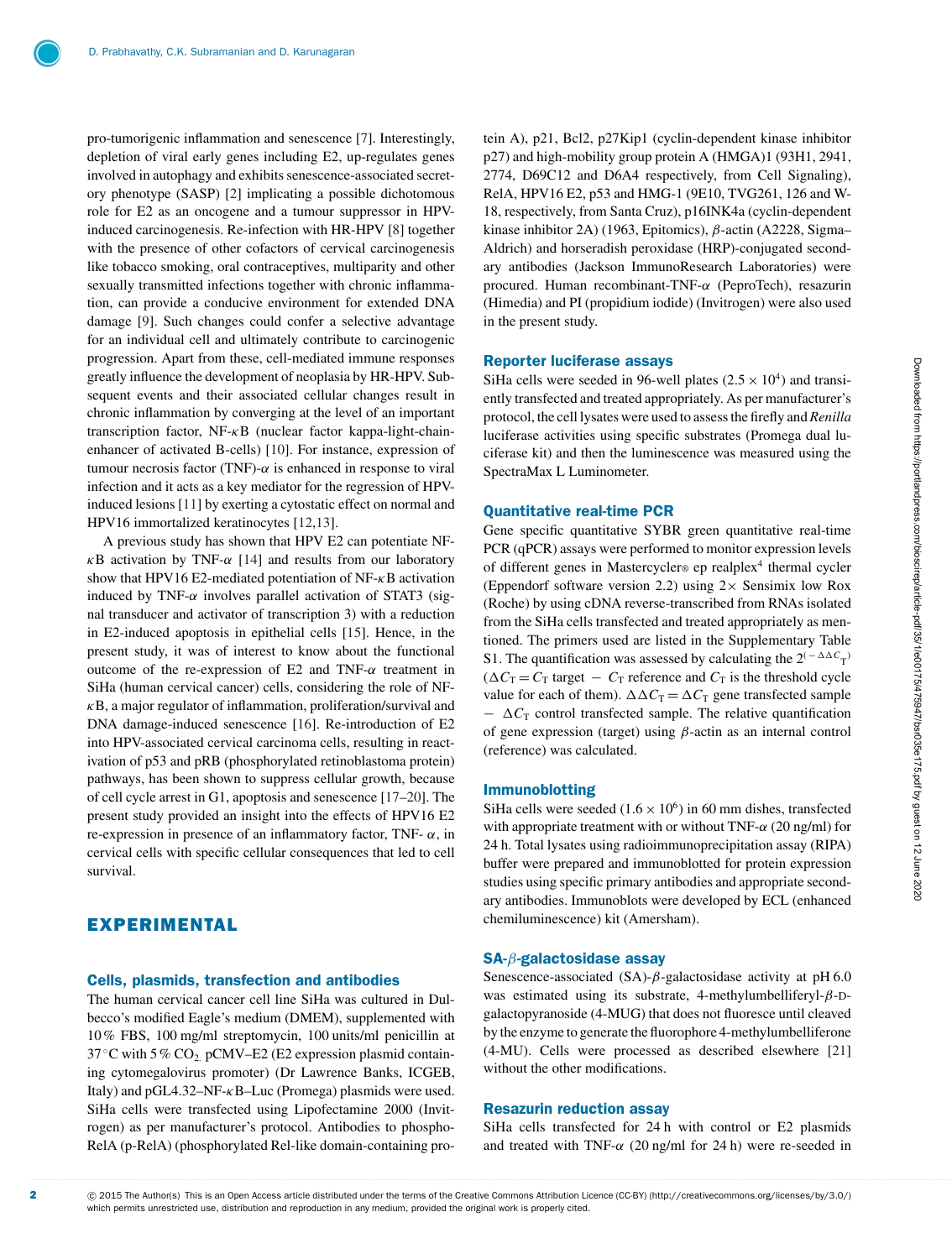pro-tumorigenic inflammation and senescence [7]. Interestingly, depletion of viral early genes including E2, up-regulates genes involved in autophagy and exhibits senescence-associated secretory phenotype (SASP) [2] implicating a possible dichotomous role for E2 as an oncogene and a tumour suppressor in HPV-induced carcinogenesis. Re-infection with HR-HPV [8] together with the presence of other cofactors of cervical carcinogenesis like tobacco smoking, oral contraceptives, multiparity and other sexually transmitted infections together with chronic inflammation, can provide a conducive environment for extended DNA damage [9]. Such changes could confer a selective advantage for an individual cell and ultimately contribute to carcinogenic progression. Apart from these, cell-mediated immune responses greatly influence the development of neoplasia by HR-HPV. Subsequent events and their associated cellular changes result in chronic inflammation by converging at the level of an important transcription factor, NF-$\kappa$B (nuclear factor kappa-light-chain-enhancer of activated B-cells) [10]. For instance, expression of tumour necrosis factor (TNF)-$\alpha$ is enhanced in response to viral infection and it acts as a key mediator for the regression of HPV-induced lesions [11] by exerting a cytostatic effect on normal and HPV16 immortalized keratinocytes [12,13].

A previous study has shown that HPV E2 can potentiate NF-$\kappa$B activation by TNF-$\alpha$ [14] and results from our laboratory show that HPV16 E2-mediated potentiation of NF-$\kappa$B activation induced by TNF-$\alpha$ involves parallel activation of STAT3 (signal transducer and activator of transcription 3) with a reduction in E2-induced apoptosis in epithelial cells [15]. Hence, in the present study, it was of interest to know about the functional outcome of the re-expression of E2 and TNF-$\alpha$ treatment in SiHa (human cervical cancer) cells, considering the role of NF-$\kappa$B, a major regulator of inflammation, proliferation/survival and DNA damage-induced senescence [16]. Re-introduction of E2 into HPV-associated cervical carcinoma cells, resulting in reactivation of p53 and pRB (phosphorylated retinoblastoma protein) pathways, has been shown to suppress cellular growth, because of cell cycle arrest in G1, apoptosis and senescence [17–20]. The present study provided an insight into the effects of HPV16 E2 re-expression in presence of an inflammatory factor, TNF- $\alpha$, in cervical cells with specific cellular consequences that led to cell survival.

## EXPERIMENTAL

### Cells, plasmids, transfection and antibodies

The human cervical cancer cell line SiHa was cultured in Dulbecco's modified Eagle's medium (DMEM), supplemented with 10 % FBS, 100 mg/ml streptomycin, 100 units/ml penicillin at 37 °C with 5 % $CO_2$. pCMV–E2 (E2 expression plasmid containing cytomegalovirus promoter) (Dr Lawrence Banks, ICGEB, Italy) and pGL4.32–NF-$\kappa$B–Luc (Promega) plasmids were used. SiHa cells were transfected using Lipofectamine 2000 (Invitrogen) as per manufacturer's protocol. Antibodies to phospho-RelA (p-RelA) (phosphorylated Rel-like domain-containing protein A), p21, Bcl2, p27Kip1 (cyclin-dependent kinase inhibitor p27) and high-mobility group protein A (HMGA)1 (93H1, 2941, 2774, D69C12 and D6A4 respectively, from Cell Signaling), RelA, HPV16 E2, p53 and HMG-1 (9E10, TVG261, 126 and W-18, respectively, from Santa Cruz), p16INK4a (cyclin-dependent kinase inhibitor 2A) (1963, Epitomics), $\beta$-actin (A2228, Sigma–Aldrich) and horseradish peroxidase (HRP)-conjugated secondary antibodies (Jackson ImmunoResearch Laboratories) were procured. Human recombinant-TNF-$\alpha$ (PeproTech), resazurin (Himedia) and PI (propidium iodide) (Invitrogen) were also used in the present study.

### Reporter luciferase assays

SiHa cells were seeded in 96-well plates ($2.5 \times 10^4$) and transiently transfected and treated appropriately. As per manufacturer's protocol, the cell lysates were used to assess the firefly and *Renilla* luciferase activities using specific substrates (Promega dual luciferase kit) and then the luminescence was measured using the SpectraMax L Luminometer.

### Quantitative real-time PCR

Gene specific quantitative SYBR green quantitative real-time PCR (qPCR) assays were performed to monitor expression levels of different genes in Mastercycler® ep realplex[4] thermal cycler (Eppendorf software version 2.2) using 2× Sensimix low Rox (Roche) by using cDNA reverse-transcribed from RNAs isolated from the SiHa cells transfected and treated appropriately as mentioned. The primers used are listed in the Supplementary Table S1. The quantification was assessed by calculating the $2^{(-\Delta\Delta C_T)}$ ($\Delta C_T = C_T$ target $-$ $C_T$ reference and $C_T$ is the threshold cycle value for each of them). $\Delta\Delta C_T = \Delta C_T$ gene transfected sample $-$ $\Delta C_T$ control transfected sample. The relative quantification of gene expression (target) using $\beta$-actin as an internal control (reference) was calculated.

### Immunoblotting

SiHa cells were seeded ($1.6 \times 10^6$) in 60 mm dishes, transfected with appropriate treatment with or without TNF-$\alpha$ (20 ng/ml) for 24 h. Total lysates using radioimmunoprecipitation assay (RIPA) buffer were prepared and immunoblotted for protein expression studies using specific primary antibodies and appropriate secondary antibodies. Immunoblots were developed by ECL (enhanced chemiluminescence) kit (Amersham).

### SA-$\beta$-galactosidase assay

Senescence-associated (SA)-$\beta$-galactosidase activity at pH 6.0 was estimated using its substrate, 4-methylumbelliferyl-$\beta$-D-galactopyranoside (4-MUG) that does not fluoresce until cleaved by the enzyme to generate the fluorophore 4-methylumbelliferone (4-MU). Cells were processed as described elsewhere [21] without the other modifications.

### Resazurin reduction assay

SiHa cells transfected for 24 h with control or E2 plasmids and treated with TNF-$\alpha$ (20 ng/ml for 24 h) were re-seeded in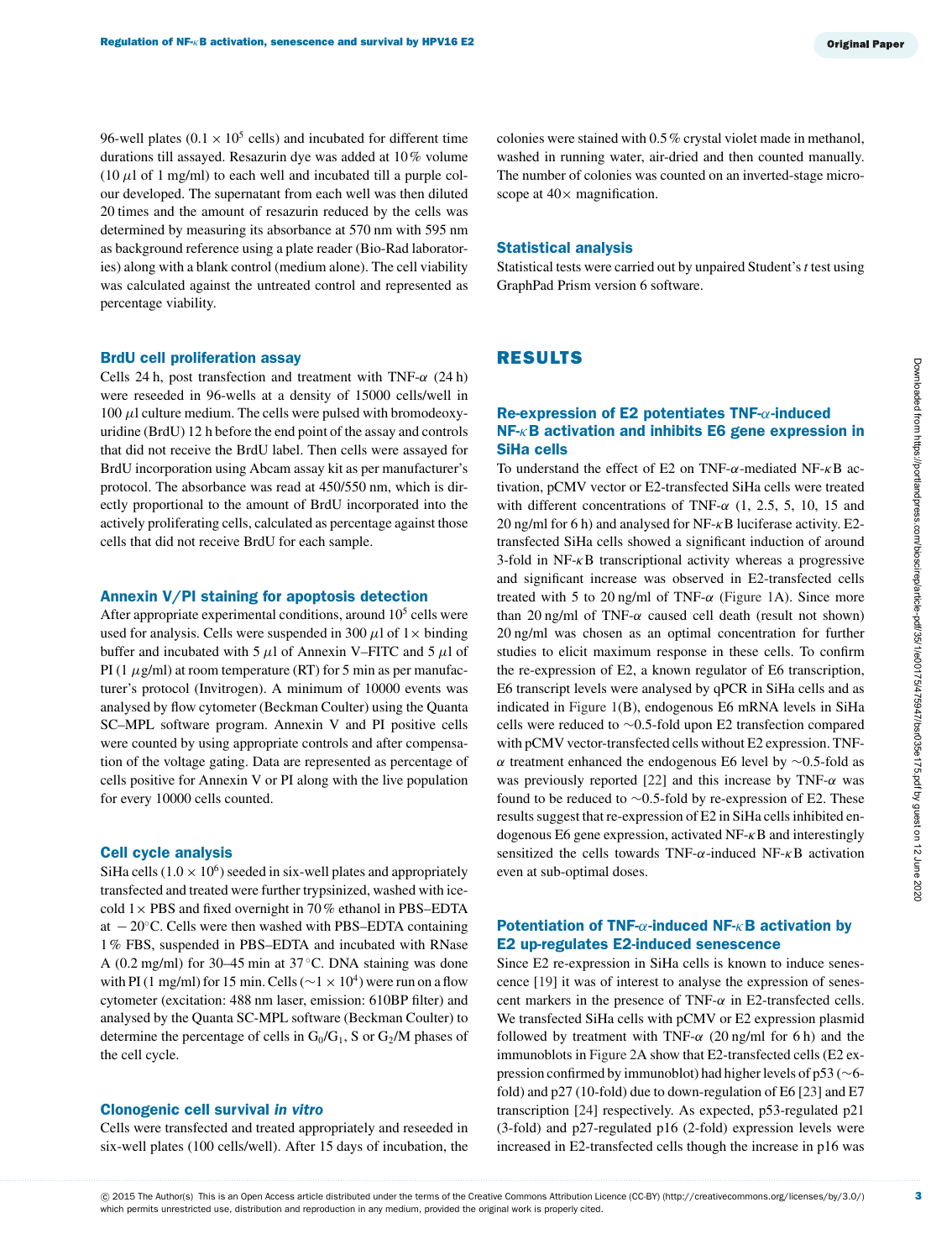96-well plates ($0.1 \times 10^5$ cells) and incubated for different time durations till assayed. Resazurin dye was added at 10 % volume (10 $\mu$l of 1 mg/ml) to each well and incubated till a purple colour developed. The supernatant from each well was then diluted 20 times and the amount of resazurin reduced by the cells was determined by measuring its absorbance at 570 nm with 595 nm as background reference using a plate reader (Bio-Rad laboratories) along with a blank control (medium alone). The cell viability was calculated against the untreated control and represented as percentage viability.

### BrdU cell proliferation assay

Cells 24 h, post transfection and treatment with TNF-$\alpha$ (24 h) were reseeded in 96-wells at a density of 15000 cells/well in 100 $\mu$l culture medium. The cells were pulsed with bromodeoxyuridine (BrdU) 12 h before the end point of the assay and controls that did not receive the BrdU label. Then cells were assayed for BrdU incorporation using Abcam assay kit as per manufacturer's protocol. The absorbance was read at 450/550 nm, which is directly proportional to the amount of BrdU incorporated into the actively proliferating cells, calculated as percentage against those cells that did not receive BrdU for each sample.

### Annexin V/PI staining for apoptosis detection

After appropriate experimental conditions, around $10^5$ cells were used for analysis. Cells were suspended in 300 $\mu$l of 1$\times$ binding buffer and incubated with 5 $\mu$l of Annexin V–FITC and 5 $\mu$l of PI (1 $\mu$g/ml) at room temperature (RT) for 5 min as per manufacturer's protocol (Invitrogen). A minimum of 10000 events was analysed by flow cytometer (Beckman Coulter) using the Quanta SC–MPL software program. Annexin V and PI positive cells were counted by using appropriate controls and after compensation of the voltage gating. Data are represented as percentage of cells positive for Annexin V or PI along with the live population for every 10000 cells counted.

### Cell cycle analysis

SiHa cells ($1.0 \times 10^6$) seeded in six-well plates and appropriately transfected and treated were further trypsinized, washed with ice-cold 1$\times$ PBS and fixed overnight in 70 % ethanol in PBS–EDTA at $-20^\circ$C. Cells were then washed with PBS–EDTA containing 1 % FBS, suspended in PBS–EDTA and incubated with RNase A (0.2 mg/ml) for 30–45 min at 37 °C. DNA staining was done with PI (1 mg/ml) for 15 min. Cells ($\sim 1 \times 10^4$) were run on a flow cytometer (excitation: 488 nm laser, emission: 610BP filter) and analysed by the Quanta SC-MPL software (Beckman Coulter) to determine the percentage of cells in $G_0/G_1$, S or $G_2$/M phases of the cell cycle.

### Clonogenic cell survival *in vitro*

Cells were transfected and treated appropriately and reseeded in six-well plates (100 cells/well). After 15 days of incubation, the colonies were stained with 0.5 % crystal violet made in methanol, washed in running water, air-dried and then counted manually. The number of colonies was counted on an inverted-stage microscope at 40$\times$ magnification.

### Statistical analysis

Statistical tests were carried out by unpaired Student's *t* test using GraphPad Prism version 6 software.

## RESULTS

### Re-expression of E2 potentiates TNF-$\alpha$-induced NF-$\kappa$B activation and inhibits E6 gene expression in SiHa cells

To understand the effect of E2 on TNF-$\alpha$-mediated NF-$\kappa$B activation, pCMV vector or E2-transfected SiHa cells were treated with different concentrations of TNF-$\alpha$ (1, 2.5, 5, 10, 15 and 20 ng/ml for 6 h) and analysed for NF-$\kappa$B luciferase activity. E2-transfected SiHa cells showed a significant induction of around 3-fold in NF-$\kappa$B transcriptional activity whereas a progressive and significant increase was observed in E2-transfected cells treated with 5 to 20 ng/ml of TNF-$\alpha$ (Figure 1A). Since more than 20 ng/ml of TNF-$\alpha$ caused cell death (result not shown) 20 ng/ml was chosen as an optimal concentration for further studies to elicit maximum response in these cells. To confirm the re-expression of E2, a known regulator of E6 transcription, E6 transcript levels were analysed by qPCR in SiHa cells and as indicated in Figure 1(B), endogenous E6 mRNA levels in SiHa cells were reduced to $\sim$0.5-fold upon E2 transfection compared with pCMV vector-transfected cells without E2 expression. TNF-$\alpha$ treatment enhanced the endogenous E6 level by $\sim$0.5-fold as was previously reported [22] and this increase by TNF-$\alpha$ was found to be reduced to $\sim$0.5-fold by re-expression of E2. These results suggest that re-expression of E2 in SiHa cells inhibited endogenous E6 gene expression, activated NF-$\kappa$B and interestingly sensitized the cells towards TNF-$\alpha$-induced NF-$\kappa$B activation even at sub-optimal doses.

### Potentiation of TNF-$\alpha$-induced NF-$\kappa$B activation by E2 up-regulates E2-induced senescence

Since E2 re-expression in SiHa cells is known to induce senescence [19] it was of interest to analyse the expression of senescent markers in the presence of TNF-$\alpha$ in E2-transfected cells. We transfected SiHa cells with pCMV or E2 expression plasmid followed by treatment with TNF-$\alpha$ (20 ng/ml for 6 h) and the immunoblots in Figure 2A show that E2-transfected cells (E2 expression confirmed by immunoblot) had higher levels of p53 ($\sim$6-fold) and p27 (10-fold) due to down-regulation of E6 [23] and E7 transcription [24] respectively. As expected, p53-regulated p21 (3-fold) and p27-regulated p16 (2-fold) expression levels were increased in E2-transfected cells though the increase in p16 was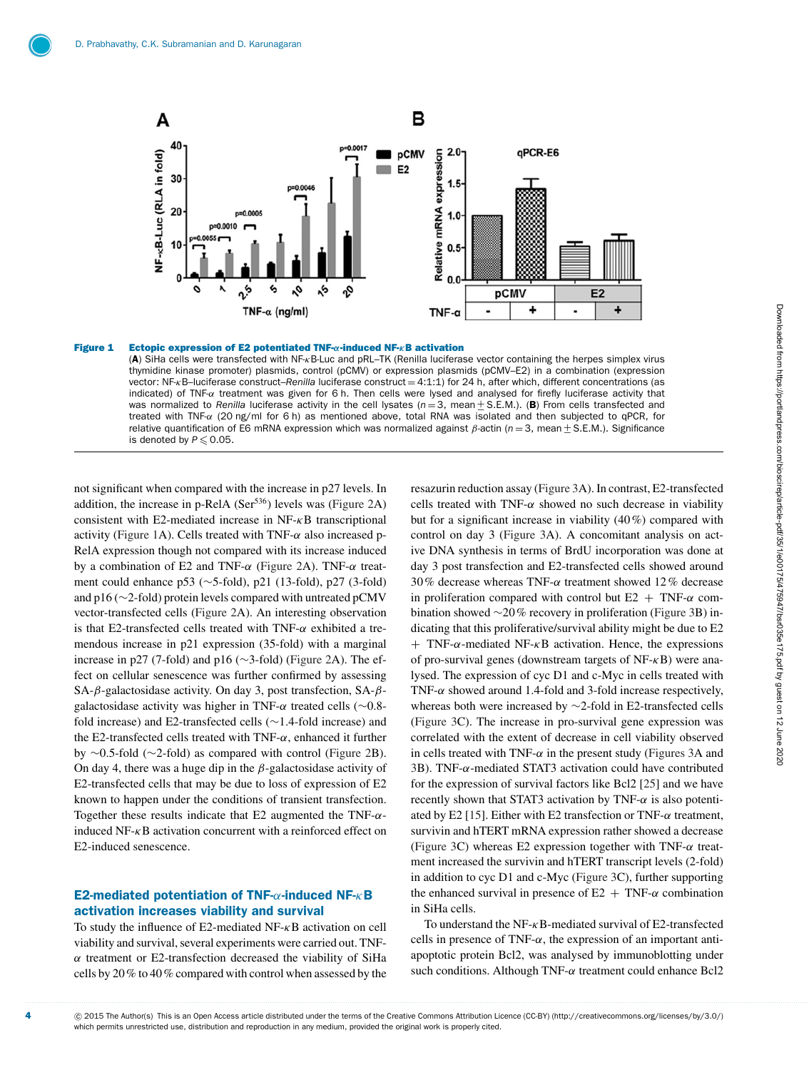**Figure 1 Ectopic expression of E2 potentiated TNF-α-induced NF-κB activation**

(**A**) SiHa cells were transfected with NF-κB-Luc and pRL–TK (Renilla luciferase vector containing the herpes simplex virus thymidine kinase promoter) plasmids, control (pCMV) or expression plasmids (pCMV–E2) in a combination (expression vector: NF-κB–luciferase construct–*Renilla* luciferase construct = 4:1:1) for 24 h, after which, different concentrations (as indicated) of TNF-α treatment was given for 6 h. Then cells were lysed and analysed for firefly luciferase activity that was normalized to *Renilla* luciferase activity in the cell lysates ($n = 3$, mean ± S.E.M.). (**B**) From cells transfected and treated with TNF-α (20 ng/ml for 6 h) as mentioned above, total RNA was isolated and then subjected to qPCR, for relative quantification of E6 mRNA expression which was normalized against β-actin ($n = 3$, mean ± S.E.M.). Significance is denoted by $P \leqslant 0.05$.

not significant when compared with the increase in p27 levels. In addition, the increase in p-RelA (Ser[536]) levels was (Figure 2A) consistent with E2-mediated increase in NF-κB transcriptional activity (Figure 1A). Cells treated with TNF-α also increased p-RelA expression though not compared with its increase induced by a combination of E2 and TNF-α (Figure 2A). TNF-α treatment could enhance p53 (~5-fold), p21 (13-fold), p27 (3-fold) and p16 (~2-fold) protein levels compared with untreated pCMV vector-transfected cells (Figure 2A). An interesting observation is that E2-transfected cells treated with TNF-α exhibited a tremendous increase in p21 expression (35-fold) with a marginal increase in p27 (7-fold) and p16 (~3-fold) (Figure 2A). The effect on cellular senescence was further confirmed by assessing SA-β-galactosidase activity. On day 3, post transfection, SA-β-galactosidase activity was higher in TNF-α treated cells (~0.8-fold increase) and E2-transfected cells (~1.4-fold increase) and the E2-transfected cells treated with TNF-α, enhanced it further by ~0.5-fold (~2-fold) as compared with control (Figure 2B). On day 4, there was a huge dip in the β-galactosidase activity of E2-transfected cells that may be due to loss of expression of E2 known to happen under the conditions of transient transfection. Together these results indicate that E2 augmented the TNF-α-induced NF-κB activation concurrent with a reinforced effect on E2-induced senescence.

## E2-mediated potentiation of TNF-α-induced NF-κB activation increases viability and survival

To study the influence of E2-mediated NF-κB activation on cell viability and survival, several experiments were carried out. TNF-α treatment or E2-transfection decreased the viability of SiHa cells by 20% to 40% compared with control when assessed by the resazurin reduction assay (Figure 3A). In contrast, E2-transfected cells treated with TNF-α showed no such decrease in viability but for a significant increase in viability (40%) compared with control on day 3 (Figure 3A). A concomitant analysis on active DNA synthesis in terms of BrdU incorporation was done at day 3 post transfection and E2-transfected cells showed around 30% decrease whereas TNF-α treatment showed 12% decrease in proliferation compared with control but E2 + TNF-α combination showed ~20% recovery in proliferation (Figure 3B) indicating that this proliferative/survival ability might be due to E2 + TNF-α-mediated NF-κB activation. Hence, the expressions of pro-survival genes (downstream targets of NF-κB) were analysed. The expression of cyc D1 and c-Myc in cells treated with TNF-α showed around 1.4-fold and 3-fold increase respectively, whereas both were increased by ~2-fold in E2-transfected cells (Figure 3C). The increase in pro-survival gene expression was correlated with the extent of decrease in cell viability observed in cells treated with TNF-α in the present study (Figures 3A and 3B). TNF-α-mediated STAT3 activation could have contributed for the expression of survival factors like Bcl2 [25] and we have recently shown that STAT3 activation by TNF-α is also potentiated by E2 [15]. Either with E2 transfection or TNF-α treatment, survivin and hTERT mRNA expression rather showed a decrease (Figure 3C) whereas E2 expression together with TNF-α treatment increased the survivin and hTERT transcript levels (2-fold) in addition to cyc D1 and c-Myc (Figure 3C), further supporting the enhanced survival in presence of E2 + TNF-α combination in SiHa cells.

To understand the NF-κB-mediated survival of E2-transfected cells in presence of TNF-α, the expression of an important anti-apoptotic protein Bcl2, was analysed by immunoblotting under such conditions. Although TNF-α treatment could enhance Bcl2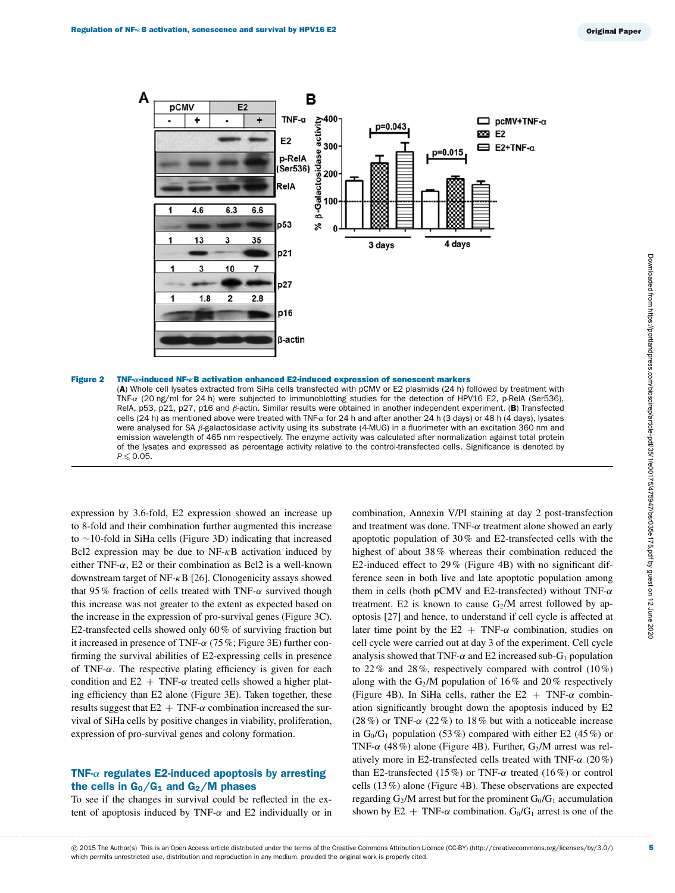**Figure 2 TNF-α-induced NF-κB activation enhanced E2-induced expression of senescent markers**

(**A**) Whole cell lysates extracted from SiHa cells transfected with pCMV or E2 plasmids (24 h) followed by treatment with TNF-α (20 ng/ml for 24 h) were subjected to immunoblotting studies for the detection of HPV16 E2, p-RelA (Ser536), RelA, p53, p21, p27, p16 and β-actin. Similar results were obtained in another independent experiment. (**B**) Transfected cells (24 h) as mentioned above were treated with TNF-α for 24 h and after another 24 h (3 days) or 48 h (4 days), lysates were analysed for SA β-galactosidase activity using its substrate (4-MUG) in a fluorimeter with an excitation 360 nm and emission wavelength of 465 nm respectively. The enzyme activity was calculated after normalization against total protein of the lysates and expressed as percentage activity relative to the control-transfected cells. Significance is denoted by $P \leqslant 0.05$.

expression by 3.6-fold, E2 expression showed an increase up to 8-fold and their combination further augmented this increase to ~10-fold in SiHa cells (Figure 3D) indicating that increased Bcl2 expression may be due to NF-κB activation induced by either TNF-α, E2 or their combination as Bcl2 is a well-known downstream target of NF-κB [26]. Clonogenicity assays showed that 95% fraction of cells treated with TNF-α survived though this increase was not greater to the extent as expected based on the increase in the expression of pro-survival genes (Figure 3C). E2-transfected cells showed only 60% of surviving fraction but it increased in presence of TNF-α (75%; Figure 3E) further confirming the survival abilities of E2-expressing cells in presence of TNF-α. The respective plating efficiency is given for each condition and E2 + TNF-α treated cells showed a higher plating efficiency than E2 alone (Figure 3E). Taken together, these results suggest that E2 + TNF-α combination increased the survival of SiHa cells by positive changes in viability, proliferation, expression of pro-survival genes and colony formation.

## TNF-α regulates E2-induced apoptosis by arresting the cells in $G_0/G_1$ and $G_2$/M phases

To see if the changes in survival could be reflected in the extent of apoptosis induced by TNF-α and E2 individually or in combination, Annexin V/PI staining at day 2 post-transfection and treatment was done. TNF-α treatment alone showed an early apoptotic population of 30% and E2-transfected cells with the highest of about 38% whereas their combination reduced the E2-induced effect to 29% (Figure 4B) with no significant difference seen in both live and late apoptotic population among them in cells (both pCMV and E2-transfected) without TNF-α treatment. E2 is known to cause $G_2$/M arrest followed by apoptosis [27] and hence, to understand if cell cycle is affected at later time point by the E2 + TNF-α combination, studies on cell cycle were carried out at day 3 of the experiment. Cell cycle analysis showed that TNF-α and E2 increased sub-$G_1$ population to 22% and 28%, respectively compared with control (10%) along with the $G_2$/M population of 16% and 20% respectively (Figure 4B). In SiHa cells, rather the E2 + TNF-α combination significantly brought down the apoptosis induced by E2 (28%) or TNF-α (22%) to 18% but with a noticeable increase in $G_0/G_1$ population (53%) compared with either E2 (45%) or TNF-α (48%) alone (Figure 4B). Further, $G_2$/M arrest was relatively more in E2-transfected cells treated with TNF-α (20%) than E2-transfected (15%) or TNF-α treated (16%) or control cells (13%) alone (Figure 4B). These observations are expected regarding $G_2$/M arrest but for the prominent $G_0/G_1$ accumulation shown by E2 + TNF-α combination. $G_0/G_1$ arrest is one of the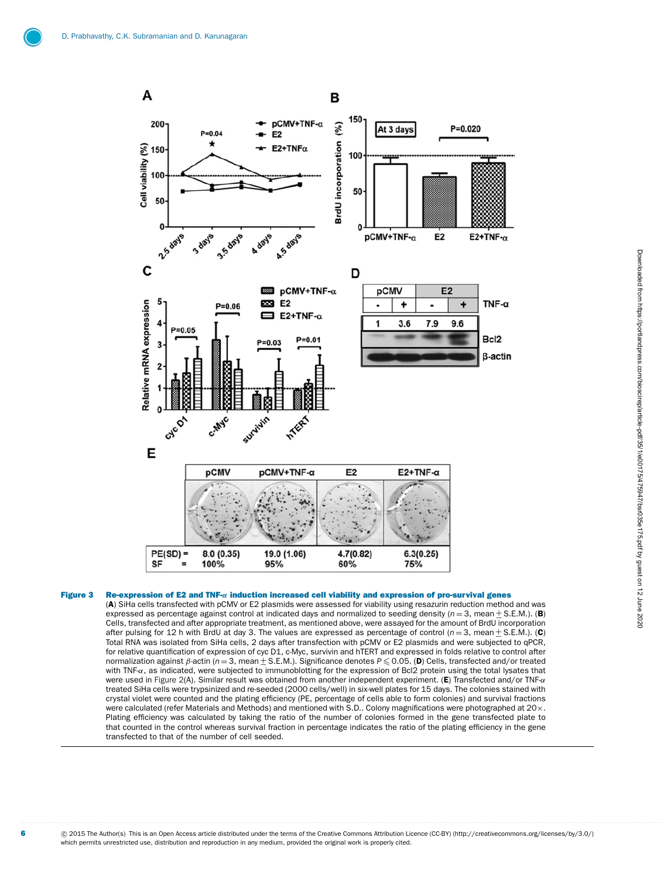**Figure 3** **Re-expression of E2 and TNF-α induction increased cell viability and expression of pro-survival genes**

(**A**) SiHa cells transfected with pCMV or E2 plasmids were assessed for viability using resazurin reduction method and was expressed as percentage against control at indicated days and normalized to seeding density ($n = 3$, mean ± S.E.M.). (**B**) Cells, transfected and after appropriate treatment, as mentioned above, were assayed for the amount of BrdU incorporation after pulsing for 12 h with BrdU at day 3. The values are expressed as percentage of control ($n = 3$, mean ± S.E.M.). (**C**) Total RNA was isolated from SiHa cells, 2 days after transfection with pCMV or E2 plasmids and were subjected to qPCR, for relative quantification of expression of cyc D1, c-Myc, survivin and hTERT and expressed in folds relative to control after normalization against β-actin ($n = 3$, mean ± S.E.M.). Significance denotes $P \leqslant 0.05$. (**D**) Cells, transfected and/or treated with TNF-α, as indicated, were subjected to immunoblotting for the expression of Bcl2 protein using the total lysates that were used in Figure 2(A). Similar result was obtained from another independent experiment. (**E**) Transfected and/or TNF-α treated SiHa cells were trypsinized and re-seeded (2000 cells/well) in six-well plates for 15 days. The colonies stained with crystal violet were counted and the plating efficiency (PE, percentage of cells able to form colonies) and survival fractions were calculated (refer Materials and Methods) and mentioned with S.D.. Colony magnifications were photographed at 20×. Plating efficiency was calculated by taking the ratio of the number of colonies formed in the gene transfected plate to that counted in the control whereas survival fraction in percentage indicates the ratio of the plating efficiency in the gene transfected to that of the number of cell seeded.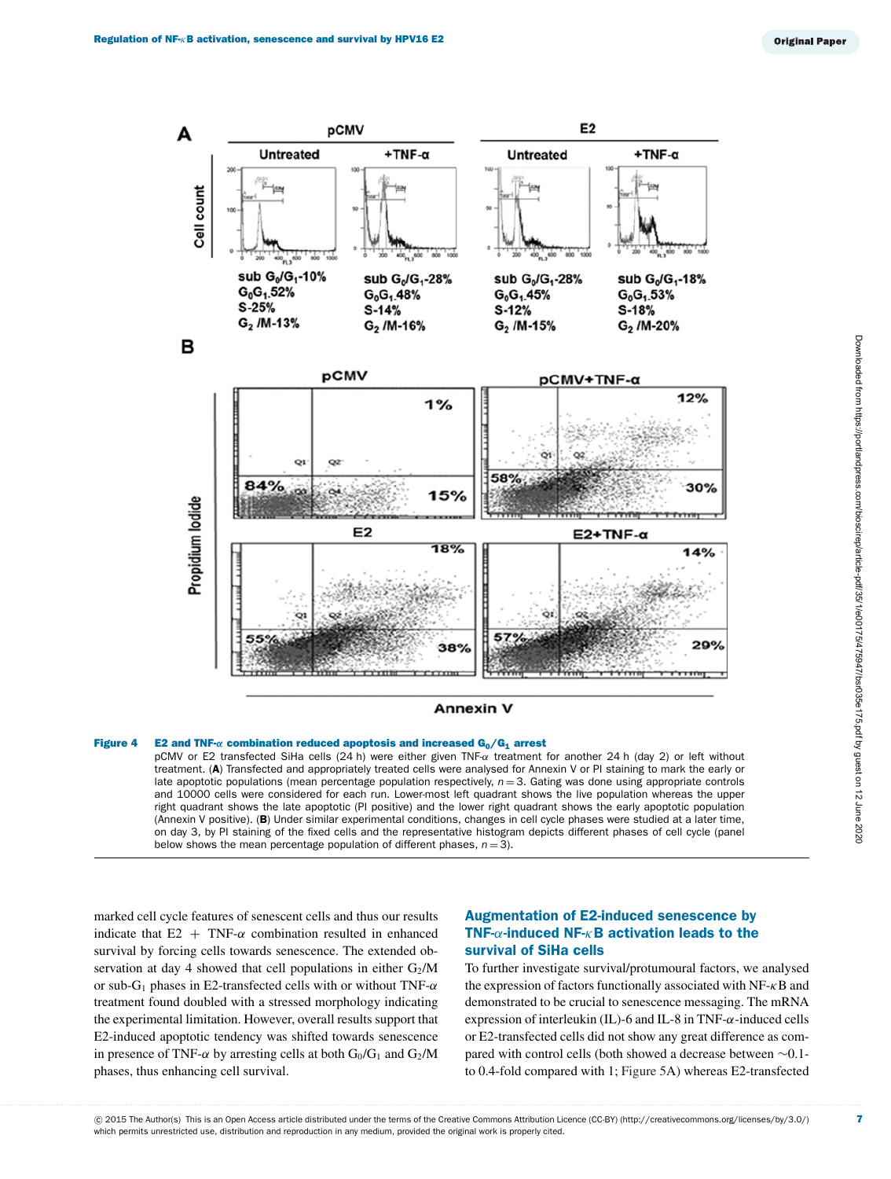**Figure 4 E2 and TNF-α combination reduced apoptosis and increased $G_0/G_1$ arrest**

pCMV or E2 transfected SiHa cells (24 h) were either given TNF-α treatment for another 24 h (day 2) or left without treatment. (**A**) Transfected and appropriately treated cells were analysed for Annexin V or PI staining to mark the early or late apoptotic populations (mean percentage population respectively, $n = 3$. Gating was done using appropriate controls and 10000 cells were considered for each run. Lower-most left quadrant shows the live population whereas the upper right quadrant shows the late apoptotic (PI positive) and the lower right quadrant shows the early apoptotic population (Annexin V positive). (**B**) Under similar experimental conditions, changes in cell cycle phases were studied at a later time, on day 3, by PI staining of the fixed cells and the representative histogram depicts different phases of cell cycle (panel below shows the mean percentage population of different phases, $n = 3$).

marked cell cycle features of senescent cells and thus our results indicate that E2 + TNF-α combination resulted in enhanced survival by forcing cells towards senescence. The extended observation at day 4 showed that cell populations in either $G_2$/M or sub-$G_1$ phases in E2-transfected cells with or without TNF-α treatment found doubled with a stressed morphology indicating the experimental limitation. However, overall results support that E2-induced apoptotic tendency was shifted towards senescence in presence of TNF-α by arresting cells at both $G_0/G_1$ and $G_2$/M phases, thus enhancing cell survival.

## Augmentation of E2-induced senescence by TNF-α-induced NF-κB activation leads to the survival of SiHa cells

To further investigate survival/protumoural factors, we analysed the expression of factors functionally associated with NF-κB and demonstrated to be crucial to senescence messaging. The mRNA expression of interleukin (IL)-6 and IL-8 in TNF-α-induced cells or E2-transfected cells did not show any great difference as compared with control cells (both showed a decrease between ~0.1- to 0.4-fold compared with 1; Figure 5A) whereas E2-transfected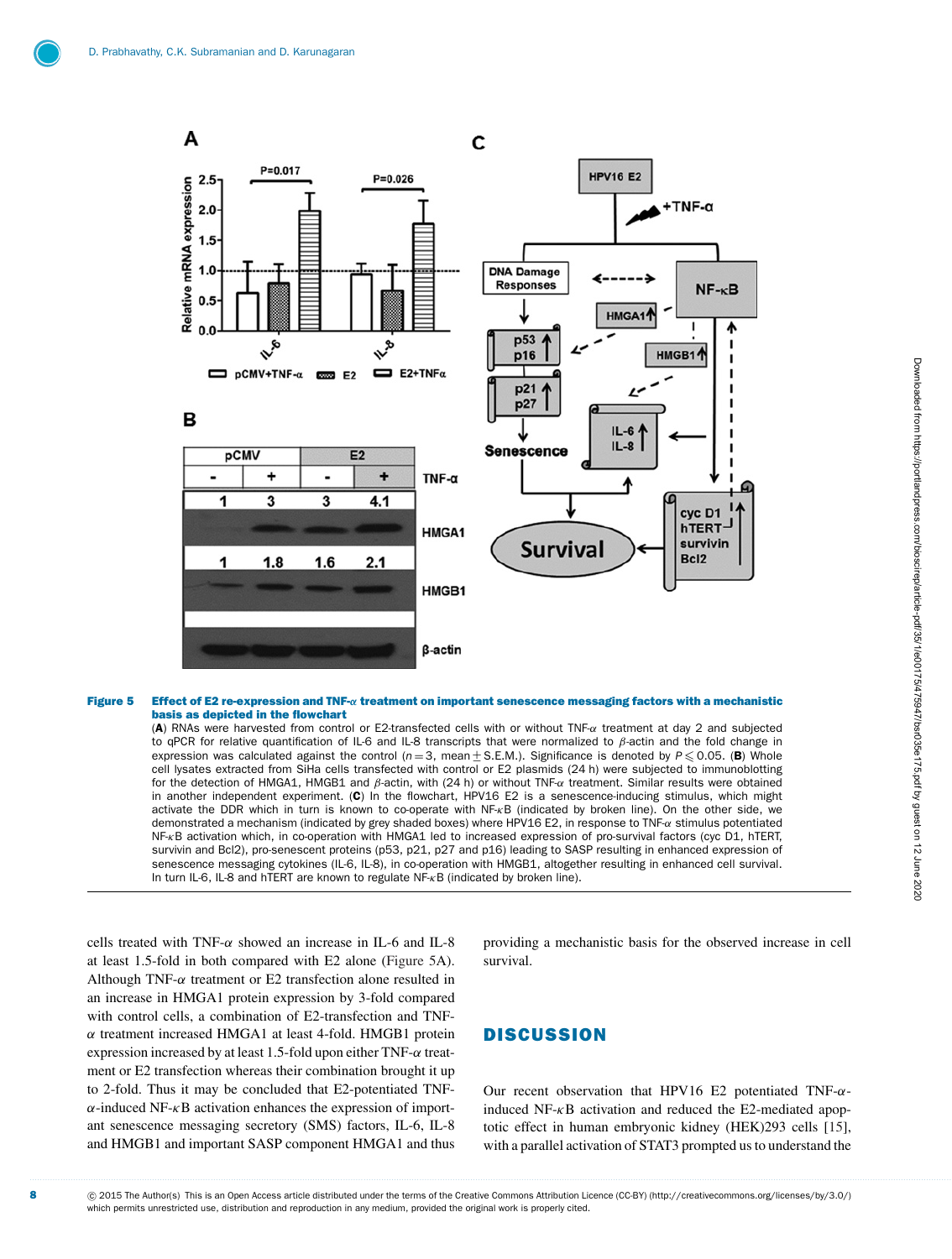**Figure 5 Effect of E2 re-expression and TNF-α treatment on important senescence messaging factors with a mechanistic basis as depicted in the flowchart**

(**A**) RNAs were harvested from control or E2-transfected cells with or without TNF-α treatment at day 2 and subjected to qPCR for relative quantification of IL-6 and IL-8 transcripts that were normalized to β-actin and the fold change in expression was calculated against the control ($n = 3$, mean ± S.E.M.). Significance is denoted by $P \leqslant 0.05$. (**B**) Whole cell lysates extracted from SiHa cells transfected with control or E2 plasmids (24 h) were subjected to immunoblotting for the detection of HMGA1, HMGB1 and β-actin, with (24 h) or without TNF-α treatment. Similar results were obtained in another independent experiment. (**C**) In the flowchart, HPV16 E2 is a senescence-inducing stimulus, which might activate the DDR which in turn is known to co-operate with NF-κB (indicated by broken line). On the other side, we demonstrated a mechanism (indicated by grey shaded boxes) where HPV16 E2, in response to TNF-α stimulus potentiated NF-κB activation which, in co-operation with HMGA1 led to increased expression of pro-survival factors (cyc D1, hTERT, survivin and Bcl2), pro-senescent proteins (p53, p21, p27 and p16) leading to SASP resulting in enhanced expression of senescence messaging cytokines (IL-6, IL-8), in co-operation with HMGB1, altogether resulting in enhanced cell survival. In turn IL-6, IL-8 and hTERT are known to regulate NF-κB (indicated by broken line).

cells treated with TNF-α showed an increase in IL-6 and IL-8 at least 1.5-fold in both compared with E2 alone (Figure 5A). Although TNF-α treatment or E2 transfection alone resulted in an increase in HMGA1 protein expression by 3-fold compared with control cells, a combination of E2-transfection and TNF-α treatment increased HMGA1 at least 4-fold. HMGB1 protein expression increased by at least 1.5-fold upon either TNF-α treatment or E2 transfection whereas their combination brought it up to 2-fold. Thus it may be concluded that E2-potentiated TNF-α-induced NF-κB activation enhances the expression of important senescence messaging secretory (SMS) factors, IL-6, IL-8 and HMGB1 and important SASP component HMGA1 and thus providing a mechanistic basis for the observed increase in cell survival.

## DISCUSSION

Our recent observation that HPV16 E2 potentiated TNF-α-induced NF-κB activation and reduced the E2-mediated apoptotic effect in human embryonic kidney (HEK)293 cells [15], with a parallel activation of STAT3 prompted us to understand the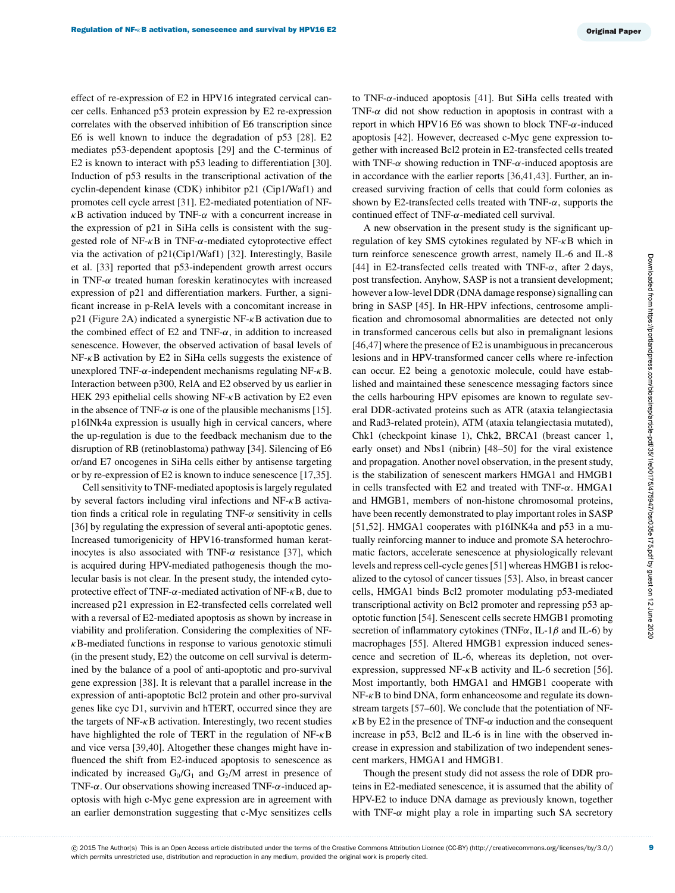effect of re-expression of E2 in HPV16 integrated cervical cancer cells. Enhanced p53 protein expression by E2 re-expression correlates with the observed inhibition of E6 transcription since E6 is well known to induce the degradation of p53 [28]. E2 mediates p53-dependent apoptosis [29] and the C-terminus of E2 is known to interact with p53 leading to differentiation [30]. Induction of p53 results in the transcriptional activation of the cyclin-dependent kinase (CDK) inhibitor p21 (Cip1/Waf1) and promotes cell cycle arrest [31]. E2-mediated potentiation of NF-$\kappa$B activation induced by TNF-$\alpha$ with a concurrent increase in the expression of p21 in SiHa cells is consistent with the suggested role of NF-$\kappa$B in TNF-$\alpha$-mediated cytoprotective effect via the activation of p21(Cip1/Waf1) [32]. Interestingly, Basile et al. [33] reported that p53-independent growth arrest occurs in TNF-$\alpha$ treated human foreskin keratinocytes with increased expression of p21 and differentiation markers. Further, a significant increase in p-RelA levels with a concomitant increase in p21 (Figure 2A) indicated a synergistic NF-$\kappa$B activation due to the combined effect of E2 and TNF-$\alpha$, in addition to increased senescence. However, the observed activation of basal levels of NF-$\kappa$B activation by E2 in SiHa cells suggests the existence of unexplored TNF-$\alpha$-independent mechanisms regulating NF-$\kappa$B. Interaction between p300, RelA and E2 observed by us earlier in HEK 293 epithelial cells showing NF-$\kappa$B activation by E2 even in the absence of TNF-$\alpha$ is one of the plausible mechanisms [15]. p16INk4a expression is usually high in cervical cancers, where the up-regulation is due to the feedback mechanism due to the disruption of RB (retinoblastoma) pathway [34]. Silencing of E6 or/and E7 oncogenes in SiHa cells either by antisense targeting or by re-expression of E2 is known to induce senescence [17,35].

Cell sensitivity to TNF-mediated apoptosis is largely regulated by several factors including viral infections and NF-$\kappa$B activation finds a critical role in regulating TNF-$\alpha$ sensitivity in cells [36] by regulating the expression of several anti-apoptotic genes. Increased tumorigenicity of HPV16-transformed human keratinocytes is also associated with TNF-$\alpha$ resistance [37], which is acquired during HPV-mediated pathogenesis though the molecular basis is not clear. In the present study, the intended cytoprotective effect of TNF-$\alpha$-mediated activation of NF-$\kappa$B, due to increased p21 expression in E2-transfected cells correlated well with a reversal of E2-mediated apoptosis as shown by increase in viability and proliferation. Considering the complexities of NF-$\kappa$B-mediated functions in response to various genotoxic stimuli (in the present study, E2) the outcome on cell survival is determined by the balance of a pool of anti-apoptotic and pro-survival gene expression [38]. It is relevant that a parallel increase in the expression of anti-apoptotic Bcl2 protein and other pro-survival genes like cyc D1, survivin and hTERT, occurred since they are the targets of NF-$\kappa$B activation. Interestingly, two recent studies have highlighted the role of TERT in the regulation of NF-$\kappa$B and vice versa [39,40]. Altogether these changes might have influenced the shift from E2-induced apoptosis to senescence as indicated by increased $G_0/G_1$ and $G_2$/M arrest in presence of TNF-$\alpha$. Our observations showing increased TNF-$\alpha$-induced apoptosis with high c-Myc gene expression are in agreement with an earlier demonstration suggesting that c-Myc sensitizes cells to TNF-$\alpha$-induced apoptosis [41]. But SiHa cells treated with TNF-$\alpha$ did not show reduction in apoptosis in contrast with a report in which HPV16 E6 was shown to block TNF-$\alpha$-induced apoptosis [42]. However, decreased c-Myc gene expression together with increased Bcl2 protein in E2-transfected cells treated with TNF-$\alpha$ showing reduction in TNF-$\alpha$-induced apoptosis are in accordance with the earlier reports [36,41,43]. Further, an increased surviving fraction of cells that could form colonies as shown by E2-transfected cells treated with TNF-$\alpha$, supports the continued effect of TNF-$\alpha$-mediated cell survival.

A new observation in the present study is the significant up-regulation of key SMS cytokines regulated by NF-$\kappa$B which in turn reinforce senescence growth arrest, namely IL-6 and IL-8 [44] in E2-transfected cells treated with TNF-$\alpha$, after 2 days, post transfection. Anyhow, SASP is not a transient development; however a low-level DDR (DNA damage response) signalling can bring in SASP [45]. In HR-HPV infections, centrosome amplification and chromosomal abnormalities are detected not only in transformed cancerous cells but also in premalignant lesions [46,47] where the presence of E2 is unambiguous in precancerous lesions and in HPV-transformed cancer cells where re-infection can occur. E2 being a genotoxic molecule, could have established and maintained these senescence messaging factors since the cells harbouring HPV episomes are known to regulate several DDR-activated proteins such as ATR (ataxia telangiectasia and Rad3-related protein), ATM (ataxia telangiectasia mutated), Chk1 (checkpoint kinase 1), Chk2, BRCA1 (breast cancer 1, early onset) and Nbs1 (nibrin) [48–50] for the viral existence and propagation. Another novel observation, in the present study, is the stabilization of senescent markers HMGA1 and HMGB1 in cells transfected with E2 and treated with TNF-$\alpha$. HMGA1 and HMGB1, members of non-histone chromosomal proteins, have been recently demonstrated to play important roles in SASP [51,52]. HMGA1 cooperates with p16INK4a and p53 in a mutually reinforcing manner to induce and promote SA heterochromatic factors, accelerate senescence at physiologically relevant levels and repress cell-cycle genes [51] whereas HMGB1 is relocalized to the cytosol of cancer tissues [53]. Also, in breast cancer cells, HMGA1 binds Bcl2 promoter modulating p53-mediated transcriptional activity on Bcl2 promoter and repressing p53 apoptotic function [54]. Senescent cells secrete HMGB1 promoting secretion of inflammatory cytokines (TNF$\alpha$, IL-1$\beta$ and IL-6) by macrophages [55]. Altered HMGB1 expression induced senescence and secretion of IL-6, whereas its depletion, not overexpression, suppressed NF-$\kappa$B activity and IL-6 secretion [56]. Most importantly, both HMGA1 and HMGB1 cooperate with NF-$\kappa$B to bind DNA, form enhanceosome and regulate its downstream targets [57–60]. We conclude that the potentiation of NF-$\kappa$B by E2 in the presence of TNF-$\alpha$ induction and the consequent increase in p53, Bcl2 and IL-6 is in line with the observed increase in expression and stabilization of two independent senescent markers, HMGA1 and HMGB1.

Though the present study did not assess the role of DDR proteins in E2-mediated senescence, it is assumed that the ability of HPV-E2 to induce DNA damage as previously known, together with TNF-$\alpha$ might play a role in imparting such SA secretory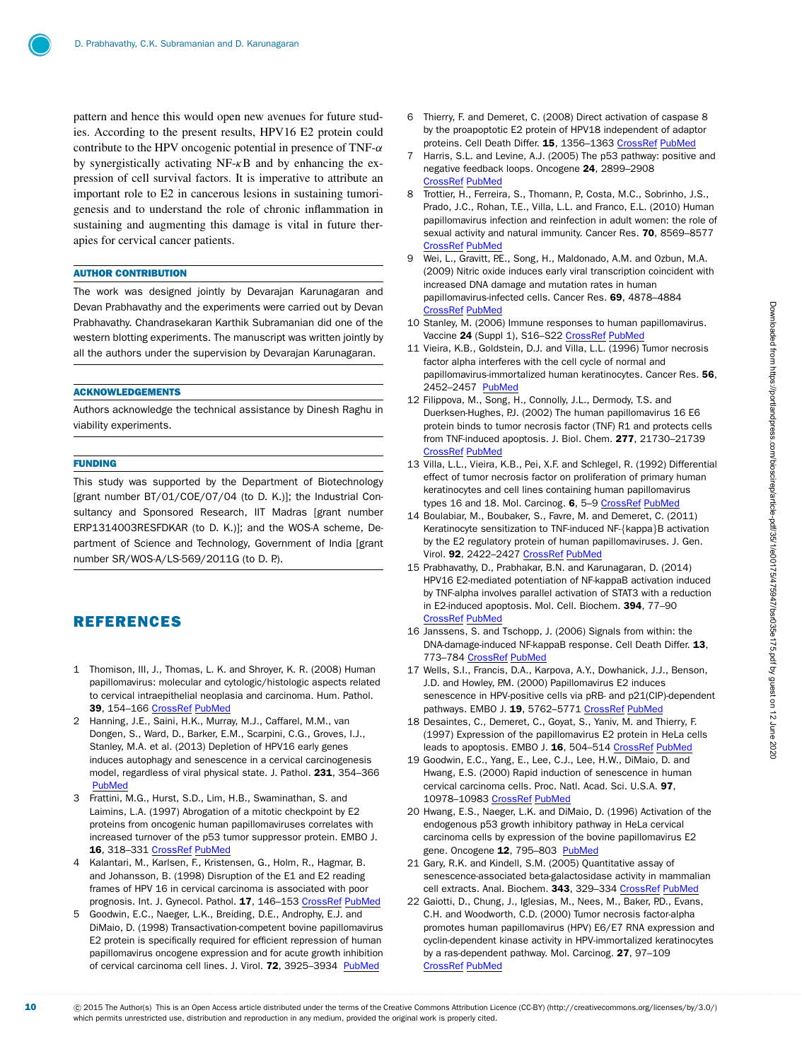pattern and hence this would open new avenues for future studies. According to the present results, HPV16 E2 protein could contribute to the HPV oncogenic potential in presence of TNF-$\alpha$ by synergistically activating NF-$\kappa$B and by enhancing the expression of cell survival factors. It is imperative to attribute an important role to E2 in cancerous lesions in sustaining tumorigenesis and to understand the role of chronic inflammation in sustaining and augmenting this damage is vital in future therapies for cervical cancer patients.

## AUTHOR CONTRIBUTION

The work was designed jointly by Devarajan Karunagaran and Devan Prabhavathy and the experiments were carried out by Devan Prabhavathy. Chandrasekaran Karthik Subramanian did one of the western blotting experiments. The manuscript was written jointly by all the authors under the supervision by Devarajan Karunagaran.

## ACKNOWLEDGEMENTS

Authors acknowledge the technical assistance by Dinesh Raghu in viability experiments.

## FUNDING

This study was supported by the Department of Biotechnology [grant number BT/01/COE/07/04 (to D. K.)]; the Industrial Consultancy and Sponsored Research, IIT Madras [grant number ERP1314003RESFDKAR (to D. K.)]; and the WOS-A scheme, Department of Science and Technology, Government of India [grant number SR/WOS-A/LS-569/2011G (to D. P.).

# REFERENCES

1 Thomison, III, J., Thomas, L. K. and Shroyer, K. R. (2008) Human papillomavirus: molecular and cytologic/histologic aspects related to cervical intraepithelial neoplasia and carcinoma. Hum. Pathol. **39**, 154–166 CrossRef PubMed

2 Hanning, J.E., Saini, H.K., Murray, M.J., Caffarel, M.M., van Dongen, S., Ward, D., Barker, E.M., Scarpini, C.G., Groves, I.J., Stanley, M.A. et al. (2013) Depletion of HPV16 early genes induces autophagy and senescence in a cervical carcinogenesis model, regardless of viral physical state. J. Pathol. **231**, 354–366 PubMed

3 Frattini, M.G., Hurst, S.D., Lim, H.B., Swaminathan, S. and Laimins, L.A. (1997) Abrogation of a mitotic checkpoint by E2 proteins from oncogenic human papillomaviruses correlates with increased turnover of the p53 tumor suppressor protein. EMBO J. **16**, 318–331 CrossRef PubMed

4 Kalantari, M., Karlsen, F., Kristensen, G., Holm, R., Hagmar, B. and Johansson, B. (1998) Disruption of the E1 and E2 reading frames of HPV 16 in cervical carcinoma is associated with poor prognosis. Int. J. Gynecol. Pathol. **17**, 146–153 CrossRef PubMed

5 Goodwin, E.C., Naeger, L.K., Breiding, D.E., Androphy, E.J. and DiMaio, D. (1998) Transactivation-competent bovine papillomavirus E2 protein is specifically required for efficient repression of human papillomavirus oncogene expression and for acute growth inhibition of cervical carcinoma cell lines. J. Virol. **72**, 3925–3934 PubMed

6 Thierry, F. and Demeret, C. (2008) Direct activation of caspase 8 by the proapoptotic E2 protein of HPV18 independent of adaptor proteins. Cell Death Differ. **15**, 1356–1363 CrossRef PubMed

7 Harris, S.L. and Levine, A.J. (2005) The p53 pathway: positive and negative feedback loops. Oncogene **24**, 2899–2908 CrossRef PubMed

8 Trottier, H., Ferreira, S., Thomann, P., Costa, M.C., Sobrinho, J.S., Prado, J.C., Rohan, T.E., Villa, L.L. and Franco, E.L. (2010) Human papillomavirus infection and reinfection in adult women: the role of sexual activity and natural immunity. Cancer Res. **70**, 8569–8577 CrossRef PubMed

9 Wei, L., Gravitt, P.E., Song, H., Maldonado, A.M. and Ozbun, M.A. (2009) Nitric oxide induces early viral transcription coincident with increased DNA damage and mutation rates in human papillomavirus-infected cells. Cancer Res. **69**, 4878–4884 CrossRef PubMed

10 Stanley, M. (2006) Immune responses to human papillomavirus. Vaccine **24** (Suppl 1), S16–S22 CrossRef PubMed

11 Vieira, K.B., Goldstein, D.J. and Villa, L.L. (1996) Tumor necrosis factor alpha interferes with the cell cycle of normal and papillomavirus-immortalized human keratinocytes. Cancer Res. **56**, 2452–2457 PubMed

12 Filippova, M., Song, H., Connolly, J.L., Dermody, T.S. and Duerksen-Hughes, P.J. (2002) The human papillomavirus 16 E6 protein binds to tumor necrosis factor (TNF) R1 and protects cells from TNF-induced apoptosis. J. Biol. Chem. **277**, 21730–21739 CrossRef PubMed

13 Villa, L.L., Vieira, K.B., Pei, X.F. and Schlegel, R. (1992) Differential effect of tumor necrosis factor on proliferation of primary human keratinocytes and cell lines containing human papillomavirus types 16 and 18. Mol. Carcinog. **6**, 5–9 CrossRef PubMed

14 Boulabiar, M., Boubaker, S., Favre, M. and Demeret, C. (2011) Keratinocyte sensitization to TNF-induced NF-{kappa}B activation by the E2 regulatory protein of human papillomaviruses. J. Gen. Virol. **92**, 2422–2427 CrossRef PubMed

15 Prabhavathy, D., Prabhakar, B.N. and Karunagaran, D. (2014) HPV16 E2-mediated potentiation of NF-kappaB activation induced by TNF-alpha involves parallel activation of STAT3 with a reduction in E2-induced apoptosis. Mol. Cell. Biochem. **394**, 77–90 CrossRef PubMed

16 Janssens, S. and Tschopp, J. (2006) Signals from within: the DNA-damage-induced NF-kappaB response. Cell Death Differ. **13**, 773–784 CrossRef PubMed

17 Wells, S.I., Francis, D.A., Karpova, A.Y., Dowhanick, J.J., Benson, J.D. and Howley, P.M. (2000) Papillomavirus E2 induces senescence in HPV-positive cells via pRB- and p21(CIP)-dependent pathways. EMBO J. **19**, 5762–5771 CrossRef PubMed

18 Desaintes, C., Demeret, C., Goyat, S., Yaniv, M. and Thierry, F. (1997) Expression of the papillomavirus E2 protein in HeLa cells leads to apoptosis. EMBO J. **16**, 504–514 CrossRef PubMed

19 Goodwin, E.C., Yang, E., Lee, C.J., Lee, H.W., DiMaio, D. and Hwang, E.S. (2000) Rapid induction of senescence in human cervical carcinoma cells. Proc. Natl. Acad. Sci. U.S.A. **97**, 10978–10983 CrossRef PubMed

20 Hwang, E.S., Naeger, L.K. and DiMaio, D. (1996) Activation of the endogenous p53 growth inhibitory pathway in HeLa cervical carcinoma cells by expression of the bovine papillomavirus E2 gene. Oncogene **12**, 795–803 PubMed

21 Gary, R.K. and Kindell, S.M. (2005) Quantitative assay of senescence-associated beta-galactosidase activity in mammalian cell extracts. Anal. Biochem. **343**, 329–334 CrossRef PubMed

22 Gaiotti, D., Chung, J., Iglesias, M., Nees, M., Baker, P.D., Evans, C.H. and Woodworth, C.D. (2000) Tumor necrosis factor-alpha promotes human papillomavirus (HPV) E6/E7 RNA expression and cyclin-dependent kinase activity in HPV-immortalized keratinocytes by a ras-dependent pathway. Mol. Carcinog. **27**, 97–109 CrossRef PubMed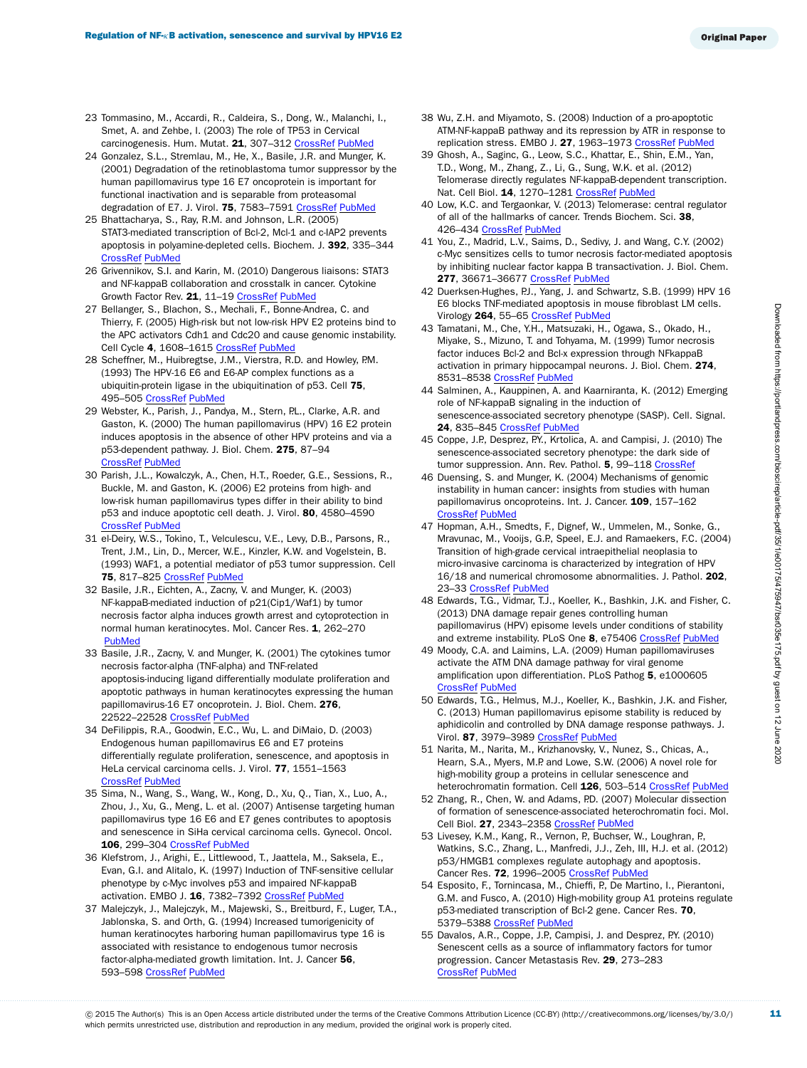23 Tommasino, M., Accardi, R., Caldeira, S., Dong, W., Malanchi, I., Smet, A. and Zehbe, I. (2003) The role of TP53 in Cervical carcinogenesis. Hum. Mutat. **21**, 307–312 CrossRef PubMed

24 Gonzalez, S.L., Stremlau, M., He, X., Basile, J.R. and Munger, K. (2001) Degradation of the retinoblastoma tumor suppressor by the human papillomavirus type 16 E7 oncoprotein is important for functional inactivation and is separable from proteasomal degradation of E7. J. Virol. **75**, 7583–7591 CrossRef PubMed

25 Bhattacharya, S., Ray, R.M. and Johnson, L.R. (2005) STAT3-mediated transcription of Bcl-2, Mcl-1 and c-IAP2 prevents apoptosis in polyamine-depleted cells. Biochem. J. **392**, 335–344 CrossRef PubMed

26 Grivennikov, S.I. and Karin, M. (2010) Dangerous liaisons: STAT3 and NF-kappaB collaboration and crosstalk in cancer. Cytokine Growth Factor Rev. **21**, 11–19 CrossRef PubMed

27 Bellanger, S., Blachon, S., Mechali, F., Bonne-Andrea, C. and Thierry, F. (2005) High-risk but not low-risk HPV E2 proteins bind to the APC activators Cdh1 and Cdc20 and cause genomic instability. Cell Cycle **4**, 1608–1615 CrossRef PubMed

28 Scheffner, M., Huibregtse, J.M., Vierstra, R.D. and Howley, P.M. (1993) The HPV-16 E6 and E6-AP complex functions as a ubiquitin-protein ligase in the ubiquitination of p53. Cell **75**, 495–505 CrossRef PubMed

29 Webster, K., Parish, J., Pandya, M., Stern, P.L., Clarke, A.R. and Gaston, K. (2000) The human papillomavirus (HPV) 16 E2 protein induces apoptosis in the absence of other HPV proteins and via a p53-dependent pathway. J. Biol. Chem. **275**, 87–94 CrossRef PubMed

30 Parish, J.L., Kowalczyk, A., Chen, H.T., Roeder, G.E., Sessions, R., Buckle, M. and Gaston, K. (2006) E2 proteins from high- and low-risk human papillomavirus types differ in their ability to bind p53 and induce apoptotic cell death. J. Virol. **80**, 4580–4590 CrossRef PubMed

31 el-Deiry, W.S., Tokino, T., Velculescu, V.E., Levy, D.B., Parsons, R., Trent, J.M., Lin, D., Mercer, W.E., Kinzler, K.W. and Vogelstein, B. (1993) WAF1, a potential mediator of p53 tumor suppression. Cell **75**, 817–825 CrossRef PubMed

32 Basile, J.R., Eichten, A., Zacny, V. and Munger, K. (2003) NF-kappaB-mediated induction of p21(Cip1/Waf1) by tumor necrosis factor alpha induces growth arrest and cytoprotection in normal human keratinocytes. Mol. Cancer Res. **1**, 262–270 PubMed

33 Basile, J.R., Zacny, V. and Munger, K. (2001) The cytokines tumor necrosis factor-alpha (TNF-alpha) and TNF-related apoptosis-inducing ligand differentially modulate proliferation and apoptotic pathways in human keratinocytes expressing the human papillomavirus-16 E7 oncoprotein. J. Biol. Chem. **276**, 22522–22528 CrossRef PubMed

34 DeFilippis, R.A., Goodwin, E.C., Wu, L. and DiMaio, D. (2003) Endogenous human papillomavirus E6 and E7 proteins differentially regulate proliferation, senescence, and apoptosis in HeLa cervical carcinoma cells. J. Virol. **77**, 1551–1563 CrossRef PubMed

35 Sima, N., Wang, S., Wang, W., Kong, D., Xu, Q., Tian, X., Luo, A., Zhou, J., Xu, G., Meng, L. et al. (2007) Antisense targeting human papillomavirus type 16 E6 and E7 genes contributes to apoptosis and senescence in SiHa cervical carcinoma cells. Gynecol. Oncol. **106**, 299–304 CrossRef PubMed

36 Klefstrom, J., Arighi, E., Littlewood, T., Jaattela, M., Saksela, E., Evan, G.I. and Alitalo, K. (1997) Induction of TNF-sensitive cellular phenotype by c-Myc involves p53 and impaired NF-kappaB activation. EMBO J. **16**, 7382–7392 CrossRef PubMed

37 Malejczyk, J., Malejczyk, M., Majewski, S., Breitburd, F., Luger, T.A., Jablonska, S. and Orth, G. (1994) Increased tumorigenicity of human keratinocytes harboring human papillomavirus type 16 is associated with resistance to endogenous tumor necrosis factor-alpha-mediated growth limitation. Int. J. Cancer **56**, 593–598 CrossRef PubMed

38 Wu, Z.H. and Miyamoto, S. (2008) Induction of a pro-apoptotic ATM-NF-kappaB pathway and its repression by ATR in response to replication stress. EMBO J. **27**, 1963–1973 CrossRef PubMed

39 Ghosh, A., Saginc, G., Leow, S.C., Khattar, E., Shin, E.M., Yan, T.D., Wong, M., Zhang, Z., Li, G., Sung, W.K. et al. (2012) Telomerase directly regulates NF-kappaB-dependent transcription. Nat. Cell Biol. **14**, 1270–1281 CrossRef PubMed

40 Low, K.C. and Tergaonkar, V. (2013) Telomerase: central regulator of all of the hallmarks of cancer. Trends Biochem. Sci. **38**, 426–434 CrossRef PubMed

41 You, Z., Madrid, L.V., Saims, D., Sedivy, J. and Wang, C.Y. (2002) c-Myc sensitizes cells to tumor necrosis factor-mediated apoptosis by inhibiting nuclear factor kappa B transactivation. J. Biol. Chem. **277**, 36671–36677 CrossRef PubMed

42 Duerksen-Hughes, P.J., Yang, J. and Schwartz, S.B. (1999) HPV 16 E6 blocks TNF-mediated apoptosis in mouse fibroblast LM cells. Virology **264**, 55–65 CrossRef PubMed

43 Tamatani, M., Che, Y.H., Matsuzaki, H., Ogawa, S., Okado, H., Miyake, S., Mizuno, T. and Tohyama, M. (1999) Tumor necrosis factor induces Bcl-2 and Bcl-x expression through NFkappaB activation in primary hippocampal neurons. J. Biol. Chem. **274**, 8531–8538 CrossRef PubMed

44 Salminen, A., Kauppinen, A. and Kaarniranta, K. (2012) Emerging role of NF-kappaB signaling in the induction of senescence-associated secretory phenotype (SASP). Cell. Signal. **24**, 835–845 CrossRef PubMed

45 Coppe, J.P., Desprez, P.Y., Krtolica, A. and Campisi, J. (2010) The senescence-associated secretory phenotype: the dark side of tumor suppression. Ann. Rev. Pathol. **5**, 99–118 CrossRef

46 Duensing, S. and Munger, K. (2004) Mechanisms of genomic instability in human cancer: insights from studies with human papillomavirus oncoproteins. Int. J. Cancer. **109**, 157–162 CrossRef PubMed

47 Hopman, A.H., Smedts, F., Dignef, W., Ummelen, M., Sonke, G., Mravunac, M., Vooijs, G.P., Speel, E.J. and Ramaekers, F.C. (2004) Transition of high-grade cervical intraepithelial neoplasia to micro-invasive carcinoma is characterized by integration of HPV 16/18 and numerical chromosome abnormalities. J. Pathol. **202**, 23–33 CrossRef PubMed

48 Edwards, T.G., Vidmar, T.J., Koeller, K., Bashkin, J.K. and Fisher, C. (2013) DNA damage repair genes controlling human papillomavirus (HPV) episome levels under conditions of stability and extreme instability. PLoS One **8**, e75406 CrossRef PubMed

49 Moody, C.A. and Laimins, L.A. (2009) Human papillomaviruses activate the ATM DNA damage pathway for viral genome amplification upon differentiation. PLoS Pathog **5**, e1000605 CrossRef PubMed

50 Edwards, T.G., Helmus, M.J., Koeller, K., Bashkin, J.K. and Fisher, C. (2013) Human papillomavirus episome stability is reduced by aphidicolin and controlled by DNA damage response pathways. J. Virol. **87**, 3979–3989 CrossRef PubMed

51 Narita, M., Narita, M., Krizhanovsky, V., Nunez, S., Chicas, A., Hearn, S.A., Myers, M.P. and Lowe, S.W. (2006) A novel role for high-mobility group a proteins in cellular senescence and heterochromatin formation. Cell **126**, 503–514 CrossRef PubMed

52 Zhang, R., Chen, W. and Adams, P.D. (2007) Molecular dissection of formation of senescence-associated heterochromatin foci. Mol. Cell Biol. **27**, 2343–2358 CrossRef PubMed

53 Livesey, K.M., Kang, R., Vernon, P., Buchser, W., Loughran, P., Watkins, S.C., Zhang, L., Manfredi, J.J., Zeh, III, H.J. et al. (2012) p53/HMGB1 complexes regulate autophagy and apoptosis. Cancer Res. **72**, 1996–2005 CrossRef PubMed

54 Esposito, F., Tornincasa, M., Chieffi, P., De Martino, I., Pierantoni, G.M. and Fusco, A. (2010) High-mobility group A1 proteins regulate p53-mediated transcription of Bcl-2 gene. Cancer Res. **70**, 5379–5388 CrossRef PubMed

55 Davalos, A.R., Coppe, J.P., Campisi, J. and Desprez, P.Y. (2010) Senescent cells as a source of inflammatory factors for tumor progression. Cancer Metastasis Rev. **29**, 273–283 CrossRef PubMed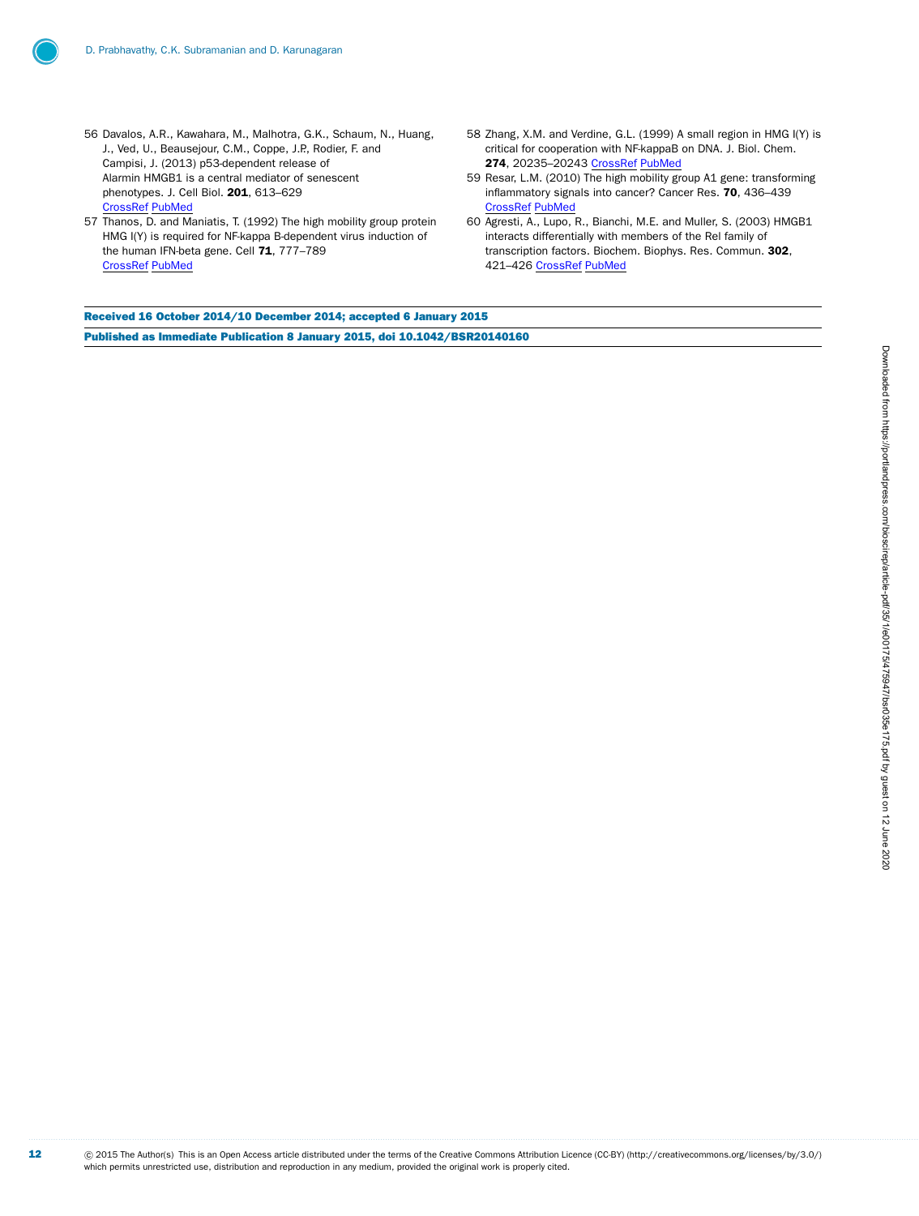56 Davalos, A.R., Kawahara, M., Malhotra, G.K., Schaum, N., Huang, J., Ved, U., Beausejour, C.M., Coppe, J.P., Rodier, F. and Campisi, J. (2013) p53-dependent release of Alarmin HMGB1 is a central mediator of senescent phenotypes. J. Cell Biol. **201**, 613–629 CrossRef PubMed

57 Thanos, D. and Maniatis, T. (1992) The high mobility group protein HMG I(Y) is required for NF-kappa B-dependent virus induction of the human IFN-beta gene. Cell **71**, 777–789 CrossRef PubMed

58 Zhang, X.M. and Verdine, G.L. (1999) A small region in HMG I(Y) is critical for cooperation with NF-kappaB on DNA. J. Biol. Chem. **274**, 20235–20243 CrossRef PubMed

59 Resar, L.M. (2010) The high mobility group A1 gene: transforming inflammatory signals into cancer? Cancer Res. **70**, 436–439 CrossRef PubMed

60 Agresti, A., Lupo, R., Bianchi, M.E. and Muller, S. (2003) HMGB1 interacts differentially with members of the Rel family of transcription factors. Biochem. Biophys. Res. Commun. **302**, 421–426 CrossRef PubMed

**Received 16 October 2014/10 December 2014; accepted 6 January 2015**

**Published as Immediate Publication 8 January 2015, doi 10.1042/BSR20140160**

© 2015 The Author(s) This is an Open Access article distributed under the terms of the Creative Commons Attribution Licence (CC-BY) (http://creativecommons.org/licenses/by/3.0/) which permits unrestricted use, distribution and reproduction in any medium, provided the original work is properly cited.